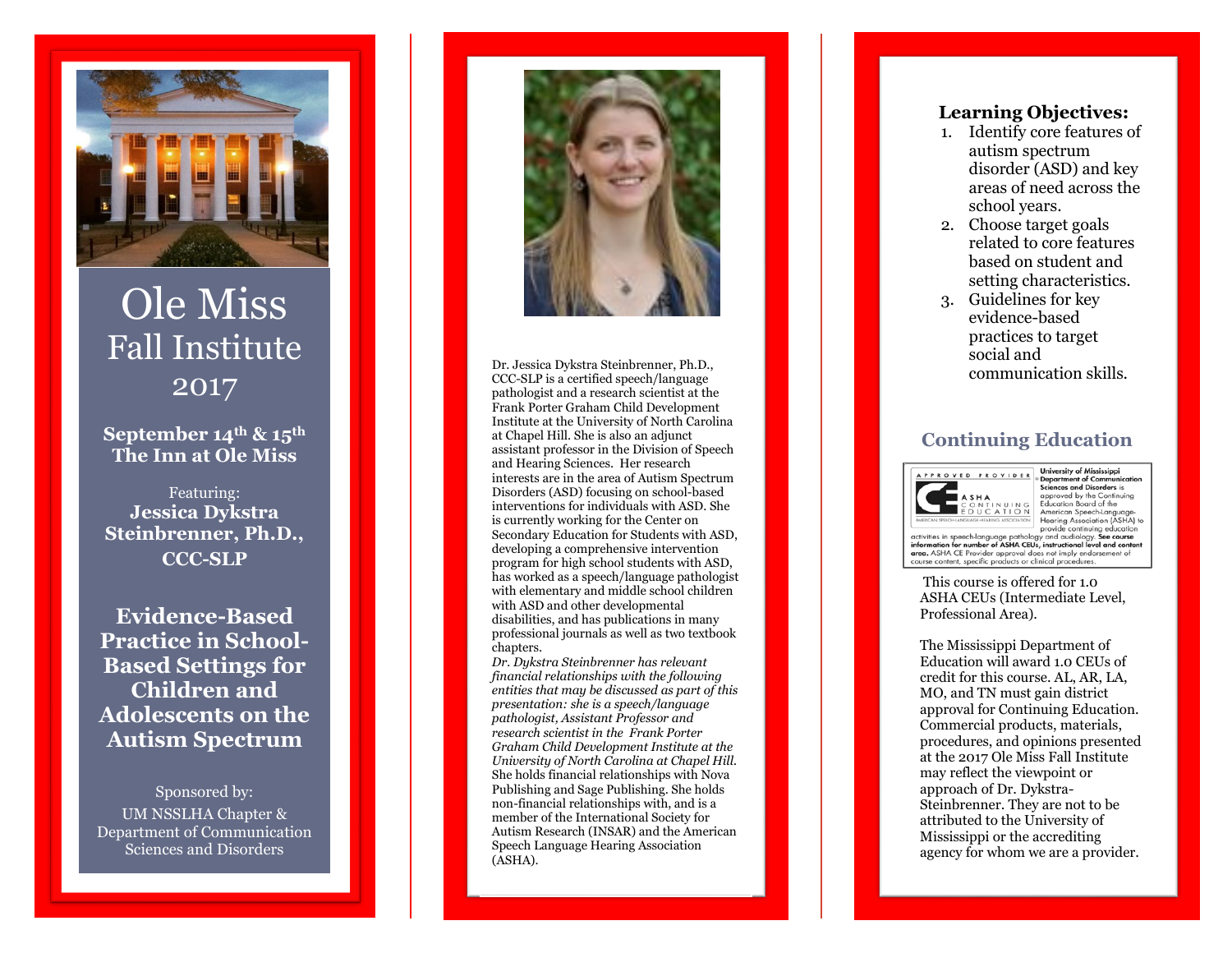# Ole Miss Fall Institute 2017

**September 14th & 15th**
**The Inn at Ole Miss**

Featuring:
**Jessica Dykstra Steinbrenner, Ph.D., CCC-SLP**

## Evidence-Based Practice in School-Based Settings for Children and Adolescents on the Autism Spectrum

Sponsored by:
UM NSSLHA Chapter & Department of Communication Sciences and Disorders

Dr. Jessica Dykstra Steinbrenner, Ph.D., CCC-SLP is a certified speech/language pathologist and a research scientist at the Frank Porter Graham Child Development Institute at the University of North Carolina at Chapel Hill. She is also an adjunct assistant professor in the Division of Speech and Hearing Sciences. Her research interests are in the area of Autism Spectrum Disorders (ASD) focusing on school-based interventions for individuals with ASD. She is currently working for the Center on Secondary Education for Students with ASD, developing a comprehensive intervention program for high school students with ASD, has worked as a speech/language pathologist with elementary and middle school children with ASD and other developmental disabilities, and has publications in many professional journals as well as two textbook chapters.

*Dr. Dykstra Steinbrenner has relevant financial relationships with the following entities that may be discussed as part of this presentation: she is a speech/language pathologist, Assistant Professor and research scientist in the Frank Porter Graham Child Development Institute at the University of North Carolina at Chapel Hill.* She holds financial relationships with Nova Publishing and Sage Publishing. She holds non-financial relationships with, and is a member of the International Society for Autism Research (INSAR) and the American Speech Language Hearing Association (ASHA).

**Learning Objectives:**

1. Identify core features of autism spectrum disorder (ASD) and key areas of need across the school years.
2. Choose target goals related to core features based on student and setting characteristics.
3. Guidelines for key evidence-based practices to target social and communication skills.

## Continuing Education

APPROVED PROVIDER ASHA CONTINUING EDUCATION AMERICAN SPEECH-LANGUAGE-HEARING ASSOCIATION

**University of Mississippi Department of Communication Sciences and Disorders** is approved by the Continuing Education Board of the American Speech-Language-Hearing Association (ASHA) to provide continuing education activities in speech-language pathology and audiology. **See course information for number of ASHA CEUs, instructional level and content area.** ASHA CE Provider approval does not imply endorsement of course content, specific products or clinical procedures.

This course is offered for 1.0 ASHA CEUs (Intermediate Level, Professional Area).

The Mississippi Department of Education will award 1.0 CEUs of credit for this course. AL, AR, LA, MO, and TN must gain district approval for Continuing Education. Commercial products, materials, procedures, and opinions presented at the 2017 Ole Miss Fall Institute may reflect the viewpoint or approach of Dr. Dykstra-Steinbrenner. They are not to be attributed to the University of Mississippi or the accrediting agency for whom we are a provider.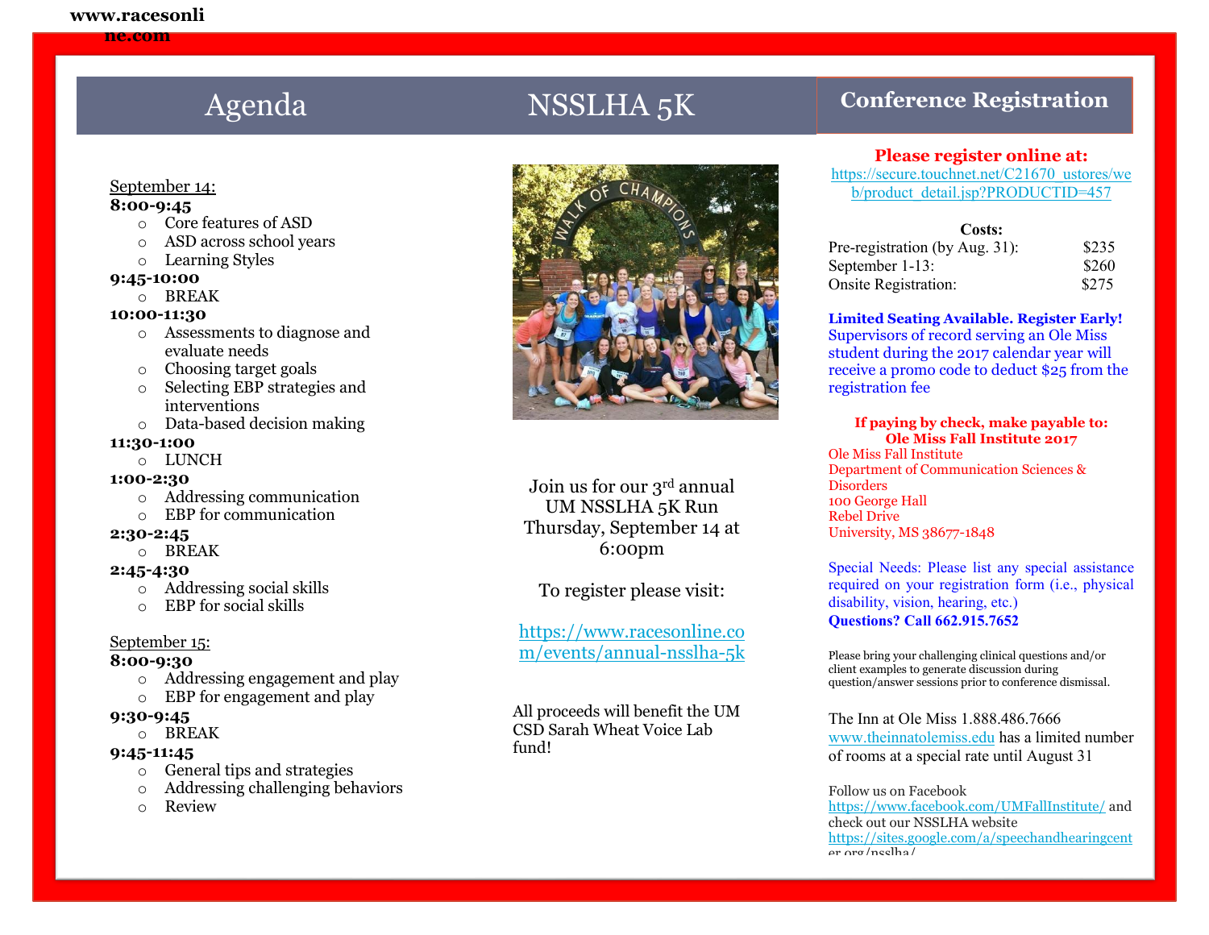www.racesonline.com

# Agenda

September 14:

**8:00-9:45**

- Core features of ASD
- ASD across school years
- Learning Styles

**9:45-10:00**

- BREAK

**10:00-11:30**

- Assessments to diagnose and evaluate needs
- Choosing target goals
- Selecting EBP strategies and interventions
- Data-based decision making

**11:30-1:00**

- LUNCH

**1:00-2:30**

- Addressing communication
- EBP for communication

**2:30-2:45**

- BREAK

**2:45-4:30**

- Addressing social skills
- EBP for social skills

September 15:

**8:00-9:30**

- Addressing engagement and play
- EBP for engagement and play

**9:30-9:45**

- BREAK

**9:45-11:45**

- General tips and strategies
- Addressing challenging behaviors
- Review

# NSSLHA 5K

Join us for our 3rd annual UM NSSLHA 5K Run Thursday, September 14 at 6:00pm

To register please visit:

https://www.racesonline.com/events/annual-nsslha-5k

All proceeds will benefit the UM CSD Sarah Wheat Voice Lab fund!

# Conference Registration

**Please register online at:**
https://secure.touchnet.net/C21670_ustores/web/product_detail.jsp?PRODUCTID=457

**Costs:**

| | |
|---|---|
| Pre-registration (by Aug. 31): | $235 |
| September 1-13: | $260 |
| Onsite Registration: | $275 |

**Limited Seating Available. Register Early!**
Supervisors of record serving an Ole Miss student during the 2017 calendar year will receive a promo code to deduct $25 from the registration fee

**If paying by check, make payable to:**
**Ole Miss Fall Institute 2017**
Ole Miss Fall Institute
Department of Communication Sciences & Disorders
100 George Hall
Rebel Drive
University, MS 38677-1848

Special Needs: Please list any special assistance required on your registration form (i.e., physical disability, vision, hearing, etc.)
**Questions? Call 662.915.7652**

Please bring your challenging clinical questions and/or client examples to generate discussion during question/answer sessions prior to conference dismissal.

The Inn at Ole Miss 1.888.486.7666
www.theinnatolemiss.edu has a limited number of rooms at a special rate until August 31

Follow us on Facebook
https://www.facebook.com/UMFallInstitute/ and check out our NSSLHA website
https://sites.google.com/a/speechandhearingcenter.org/nsslha/